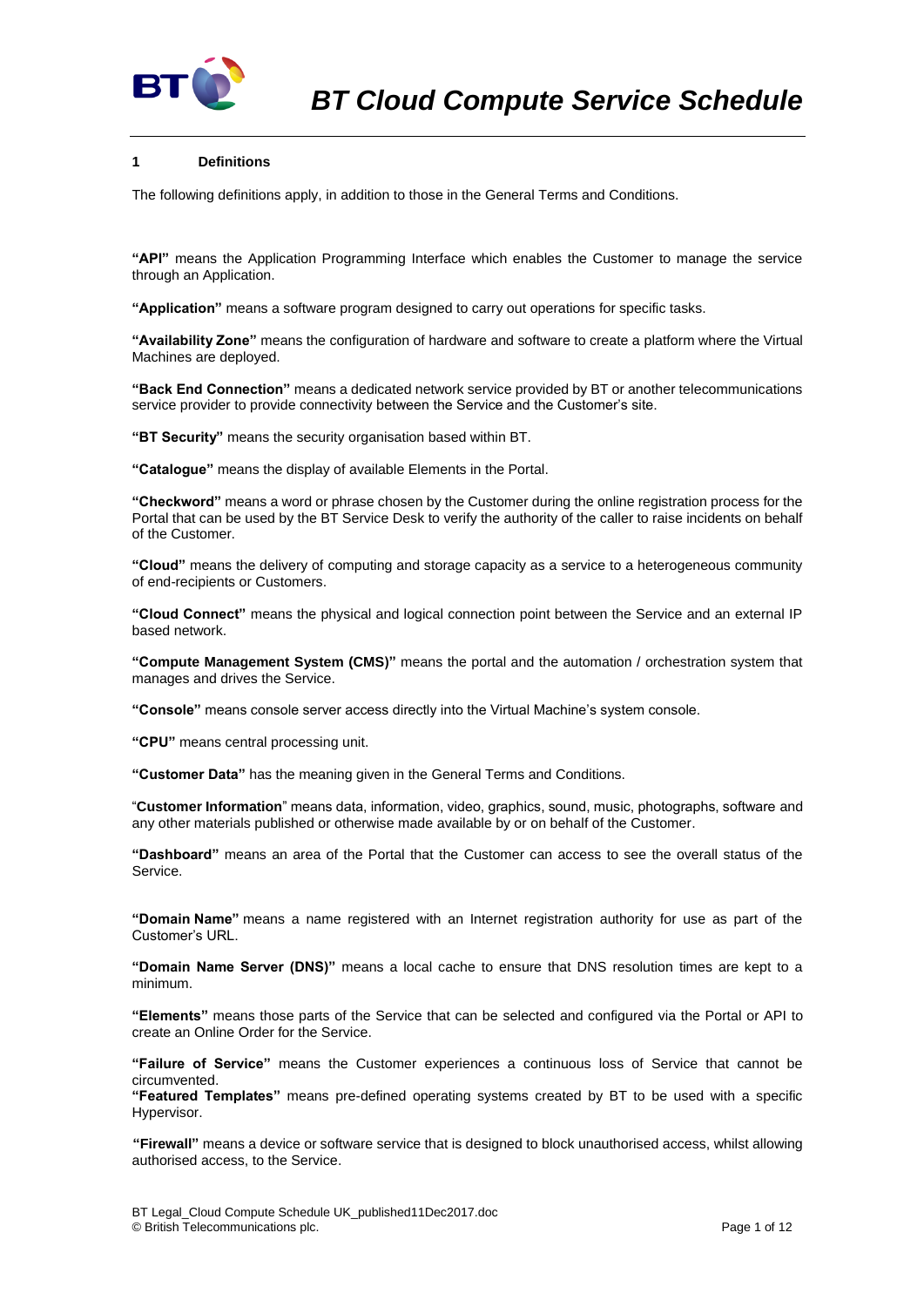# BT Cloud Compute Service Schedule

## 1 Definitions

The following definitions apply, in addition to those in the General Terms and Conditions.

**"API"** means the Application Programming Interface which enables the Customer to manage the service through an Application.

**"Application"** means a software program designed to carry out operations for specific tasks.

**"Availability Zone"** means the configuration of hardware and software to create a platform where the Virtual Machines are deployed.

**"Back End Connection"** means a dedicated network service provided by BT or another telecommunications service provider to provide connectivity between the Service and the Customer's site.

**"BT Security"** means the security organisation based within BT.

**"Catalogue"** means the display of available Elements in the Portal.

**"Checkword"** means a word or phrase chosen by the Customer during the online registration process for the Portal that can be used by the BT Service Desk to verify the authority of the caller to raise incidents on behalf of the Customer.

**"Cloud"** means the delivery of computing and storage capacity as a service to a heterogeneous community of end-recipients or Customers.

**"Cloud Connect"** means the physical and logical connection point between the Service and an external IP based network.

**"Compute Management System (CMS)"** means the portal and the automation / orchestration system that manages and drives the Service.

**"Console"** means console server access directly into the Virtual Machine's system console.

**"CPU"** means central processing unit.

**"Customer Data"** has the meaning given in the General Terms and Conditions.

"**Customer Information**" means data, information, video, graphics, sound, music, photographs, software and any other materials published or otherwise made available by or on behalf of the Customer.

**"Dashboard"** means an area of the Portal that the Customer can access to see the overall status of the Service.

**"Domain Name"** means a name registered with an Internet registration authority for use as part of the Customer's URL.

**"Domain Name Server (DNS)"** means a local cache to ensure that DNS resolution times are kept to a minimum.

**"Elements"** means those parts of the Service that can be selected and configured via the Portal or API to create an Online Order for the Service.

**"Failure of Service"** means the Customer experiences a continuous loss of Service that cannot be circumvented.

**"Featured Templates"** means pre-defined operating systems created by BT to be used with a specific Hypervisor.

**"Firewall"** means a device or software service that is designed to block unauthorised access, whilst allowing authorised access, to the Service.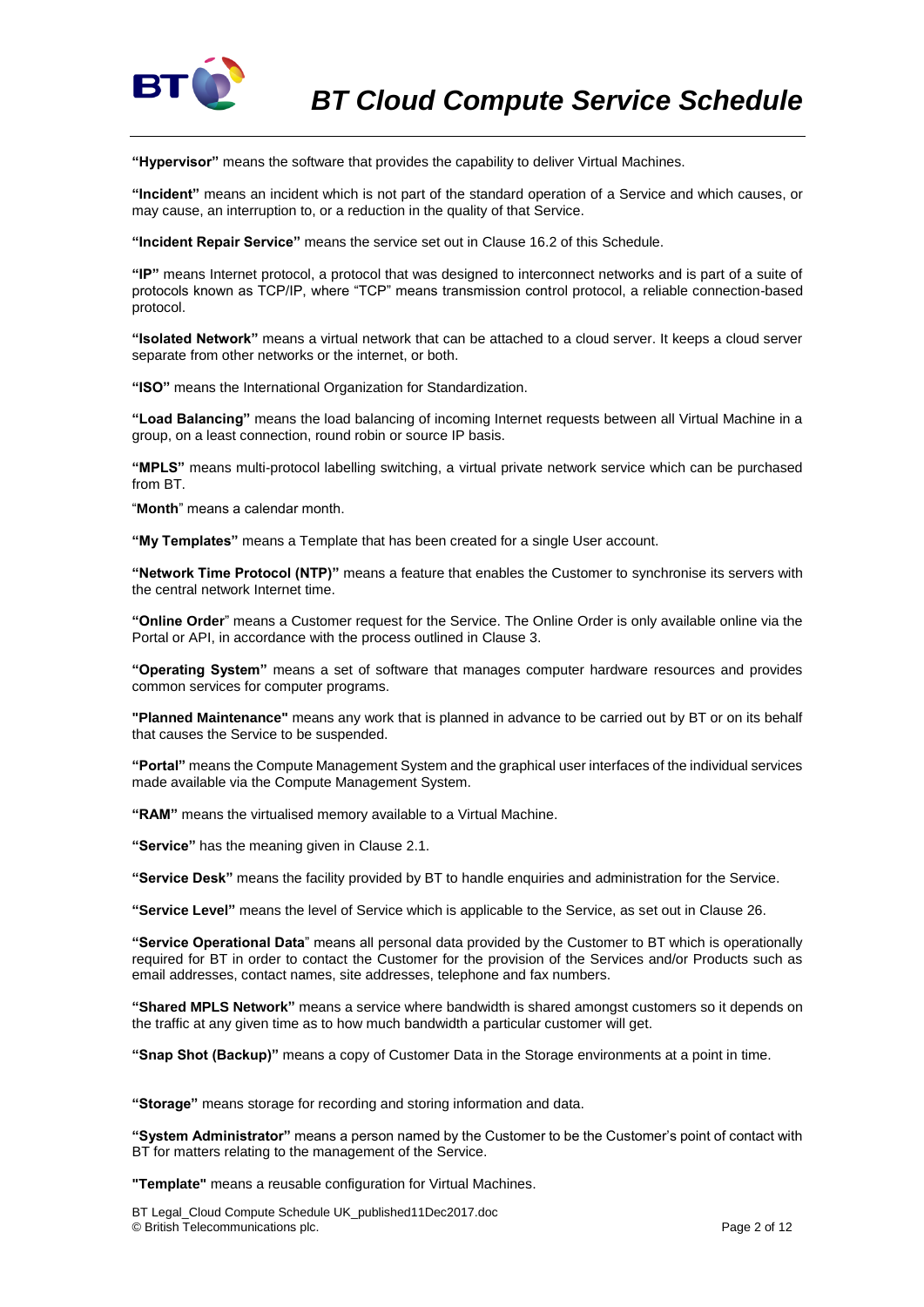**"Hypervisor"** means the software that provides the capability to deliver Virtual Machines.

**"Incident"** means an incident which is not part of the standard operation of a Service and which causes, or may cause, an interruption to, or a reduction in the quality of that Service.

**"Incident Repair Service"** means the service set out in Clause 16.2 of this Schedule.

**"IP"** means Internet protocol, a protocol that was designed to interconnect networks and is part of a suite of protocols known as TCP/IP, where "TCP" means transmission control protocol, a reliable connection-based protocol.

**"Isolated Network"** means a virtual network that can be attached to a cloud server. It keeps a cloud server separate from other networks or the internet, or both.

**"ISO"** means the International Organization for Standardization.

**"Load Balancing"** means the load balancing of incoming Internet requests between all Virtual Machine in a group, on a least connection, round robin or source IP basis.

**"MPLS"** means multi-protocol labelling switching, a virtual private network service which can be purchased from BT.

"**Month**" means a calendar month.

**"My Templates"** means a Template that has been created for a single User account.

**"Network Time Protocol (NTP)"** means a feature that enables the Customer to synchronise its servers with the central network Internet time.

**"Online Order**" means a Customer request for the Service. The Online Order is only available online via the Portal or API, in accordance with the process outlined in Clause 3.

**"Operating System"** means a set of software that manages computer hardware resources and provides common services for computer programs.

**"Planned Maintenance"** means any work that is planned in advance to be carried out by BT or on its behalf that causes the Service to be suspended.

**"Portal"** means the Compute Management System and the graphical user interfaces of the individual services made available via the Compute Management System.

**"RAM"** means the virtualised memory available to a Virtual Machine.

**"Service"** has the meaning given in Clause 2.1.

**"Service Desk"** means the facility provided by BT to handle enquiries and administration for the Service.

**"Service Level"** means the level of Service which is applicable to the Service, as set out in Clause 26.

**"Service Operational Data**" means all personal data provided by the Customer to BT which is operationally required for BT in order to contact the Customer for the provision of the Services and/or Products such as email addresses, contact names, site addresses, telephone and fax numbers.

**"Shared MPLS Network"** means a service where bandwidth is shared amongst customers so it depends on the traffic at any given time as to how much bandwidth a particular customer will get.

**"Snap Shot (Backup)"** means a copy of Customer Data in the Storage environments at a point in time.

**"Storage"** means storage for recording and storing information and data.

**"System Administrator"** means a person named by the Customer to be the Customer's point of contact with BT for matters relating to the management of the Service.

**"Template"** means a reusable configuration for Virtual Machines.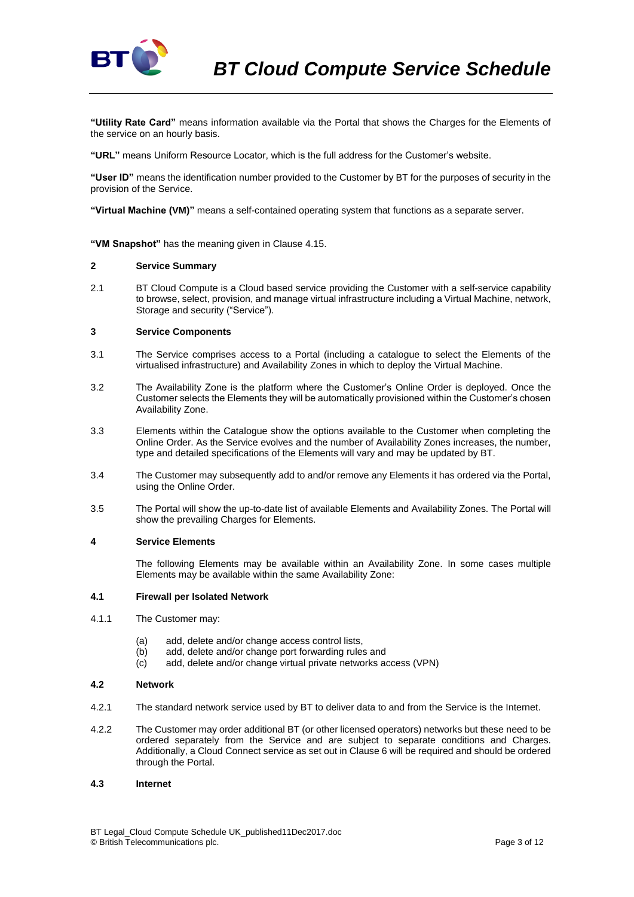**"Utility Rate Card"** means information available via the Portal that shows the Charges for the Elements of the service on an hourly basis.

**"URL"** means Uniform Resource Locator, which is the full address for the Customer's website.

**"User ID"** means the identification number provided to the Customer by BT for the purposes of security in the provision of the Service.

**"Virtual Machine (VM)"** means a self-contained operating system that functions as a separate server.

**"VM Snapshot"** has the meaning given in Clause 4.15.

## 2 Service Summary

2.1 BT Cloud Compute is a Cloud based service providing the Customer with a self-service capability to browse, select, provision, and manage virtual infrastructure including a Virtual Machine, network, Storage and security ("Service").

## 3 Service Components

3.1 The Service comprises access to a Portal (including a catalogue to select the Elements of the virtualised infrastructure) and Availability Zones in which to deploy the Virtual Machine.

3.2 The Availability Zone is the platform where the Customer's Online Order is deployed. Once the Customer selects the Elements they will be automatically provisioned within the Customer's chosen Availability Zone.

3.3 Elements within the Catalogue show the options available to the Customer when completing the Online Order. As the Service evolves and the number of Availability Zones increases, the number, type and detailed specifications of the Elements will vary and may be updated by BT.

3.4 The Customer may subsequently add to and/or remove any Elements it has ordered via the Portal, using the Online Order.

3.5 The Portal will show the up-to-date list of available Elements and Availability Zones. The Portal will show the prevailing Charges for Elements.

## 4 Service Elements

The following Elements may be available within an Availability Zone. In some cases multiple Elements may be available within the same Availability Zone:

### 4.1 Firewall per Isolated Network

4.1.1 The Customer may:

(a) add, delete and/or change access control lists,
(b) add, delete and/or change port forwarding rules and
(c) add, delete and/or change virtual private networks access (VPN)

### 4.2 Network

4.2.1 The standard network service used by BT to deliver data to and from the Service is the Internet.

4.2.2 The Customer may order additional BT (or other licensed operators) networks but these need to be ordered separately from the Service and are subject to separate conditions and Charges. Additionally, a Cloud Connect service as set out in Clause 6 will be required and should be ordered through the Portal.

### 4.3 Internet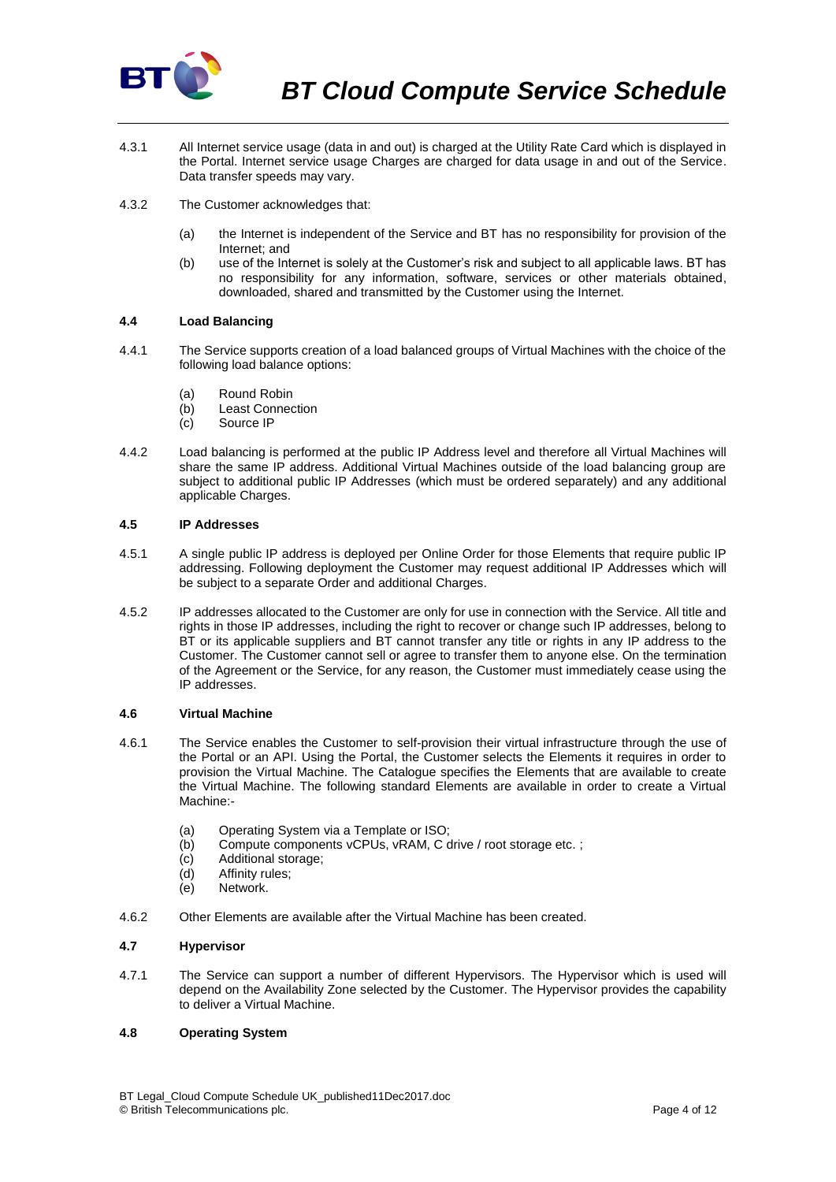4.3.1 All Internet service usage (data in and out) is charged at the Utility Rate Card which is displayed in the Portal. Internet service usage Charges are charged for data usage in and out of the Service. Data transfer speeds may vary.

4.3.2 The Customer acknowledges that:

(a) the Internet is independent of the Service and BT has no responsibility for provision of the Internet; and

(b) use of the Internet is solely at the Customer's risk and subject to all applicable laws. BT has no responsibility for any information, software, services or other materials obtained, downloaded, shared and transmitted by the Customer using the Internet.

### 4.4 Load Balancing

4.4.1 The Service supports creation of a load balanced groups of Virtual Machines with the choice of the following load balance options:

(a) Round Robin
(b) Least Connection
(c) Source IP

4.4.2 Load balancing is performed at the public IP Address level and therefore all Virtual Machines will share the same IP address. Additional Virtual Machines outside of the load balancing group are subject to additional public IP Addresses (which must be ordered separately) and any additional applicable Charges.

### 4.5 IP Addresses

4.5.1 A single public IP address is deployed per Online Order for those Elements that require public IP addressing. Following deployment the Customer may request additional IP Addresses which will be subject to a separate Order and additional Charges.

4.5.2 IP addresses allocated to the Customer are only for use in connection with the Service. All title and rights in those IP addresses, including the right to recover or change such IP addresses, belong to BT or its applicable suppliers and BT cannot transfer any title or rights in any IP address to the Customer. The Customer cannot sell or agree to transfer them to anyone else. On the termination of the Agreement or the Service, for any reason, the Customer must immediately cease using the IP addresses.

### 4.6 Virtual Machine

4.6.1 The Service enables the Customer to self-provision their virtual infrastructure through the use of the Portal or an API. Using the Portal, the Customer selects the Elements it requires in order to provision the Virtual Machine. The Catalogue specifies the Elements that are available to create the Virtual Machine. The following standard Elements are available in order to create a Virtual Machine:-

(a) Operating System via a Template or ISO;
(b) Compute components vCPUs, vRAM, C drive / root storage etc. ;
(c) Additional storage;
(d) Affinity rules;
(e) Network.

4.6.2 Other Elements are available after the Virtual Machine has been created.

### 4.7 Hypervisor

4.7.1 The Service can support a number of different Hypervisors. The Hypervisor which is used will depend on the Availability Zone selected by the Customer. The Hypervisor provides the capability to deliver a Virtual Machine.

### 4.8 Operating System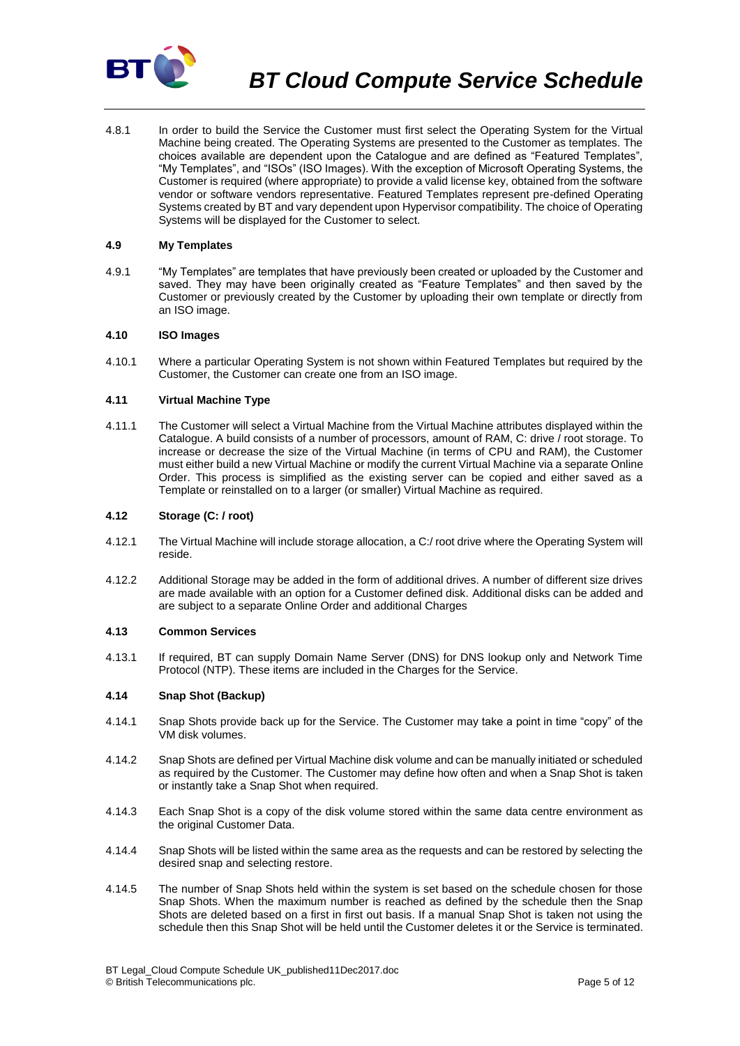4.8.1 In order to build the Service the Customer must first select the Operating System for the Virtual Machine being created. The Operating Systems are presented to the Customer as templates. The choices available are dependent upon the Catalogue and are defined as "Featured Templates", "My Templates", and "ISOs" (ISO Images). With the exception of Microsoft Operating Systems, the Customer is required (where appropriate) to provide a valid license key, obtained from the software vendor or software vendors representative. Featured Templates represent pre-defined Operating Systems created by BT and vary dependent upon Hypervisor compatibility. The choice of Operating Systems will be displayed for the Customer to select.

#### 4.9 My Templates

4.9.1 "My Templates" are templates that have previously been created or uploaded by the Customer and saved. They may have been originally created as "Feature Templates" and then saved by the Customer or previously created by the Customer by uploading their own template or directly from an ISO image.

#### 4.10 ISO Images

4.10.1 Where a particular Operating System is not shown within Featured Templates but required by the Customer, the Customer can create one from an ISO image.

#### 4.11 Virtual Machine Type

4.11.1 The Customer will select a Virtual Machine from the Virtual Machine attributes displayed within the Catalogue. A build consists of a number of processors, amount of RAM, C: drive / root storage. To increase or decrease the size of the Virtual Machine (in terms of CPU and RAM), the Customer must either build a new Virtual Machine or modify the current Virtual Machine via a separate Online Order. This process is simplified as the existing server can be copied and either saved as a Template or reinstalled on to a larger (or smaller) Virtual Machine as required.

#### 4.12 Storage (C: / root)

4.12.1 The Virtual Machine will include storage allocation, a C:/ root drive where the Operating System will reside.

4.12.2 Additional Storage may be added in the form of additional drives. A number of different size drives are made available with an option for a Customer defined disk. Additional disks can be added and are subject to a separate Online Order and additional Charges

#### 4.13 Common Services

4.13.1 If required, BT can supply Domain Name Server (DNS) for DNS lookup only and Network Time Protocol (NTP). These items are included in the Charges for the Service.

#### 4.14 Snap Shot (Backup)

4.14.1 Snap Shots provide back up for the Service. The Customer may take a point in time "copy" of the VM disk volumes.

4.14.2 Snap Shots are defined per Virtual Machine disk volume and can be manually initiated or scheduled as required by the Customer. The Customer may define how often and when a Snap Shot is taken or instantly take a Snap Shot when required.

4.14.3 Each Snap Shot is a copy of the disk volume stored within the same data centre environment as the original Customer Data.

4.14.4 Snap Shots will be listed within the same area as the requests and can be restored by selecting the desired snap and selecting restore.

4.14.5 The number of Snap Shots held within the system is set based on the schedule chosen for those Snap Shots. When the maximum number is reached as defined by the schedule then the Snap Shots are deleted based on a first in first out basis. If a manual Snap Shot is taken not using the schedule then this Snap Shot will be held until the Customer deletes it or the Service is terminated.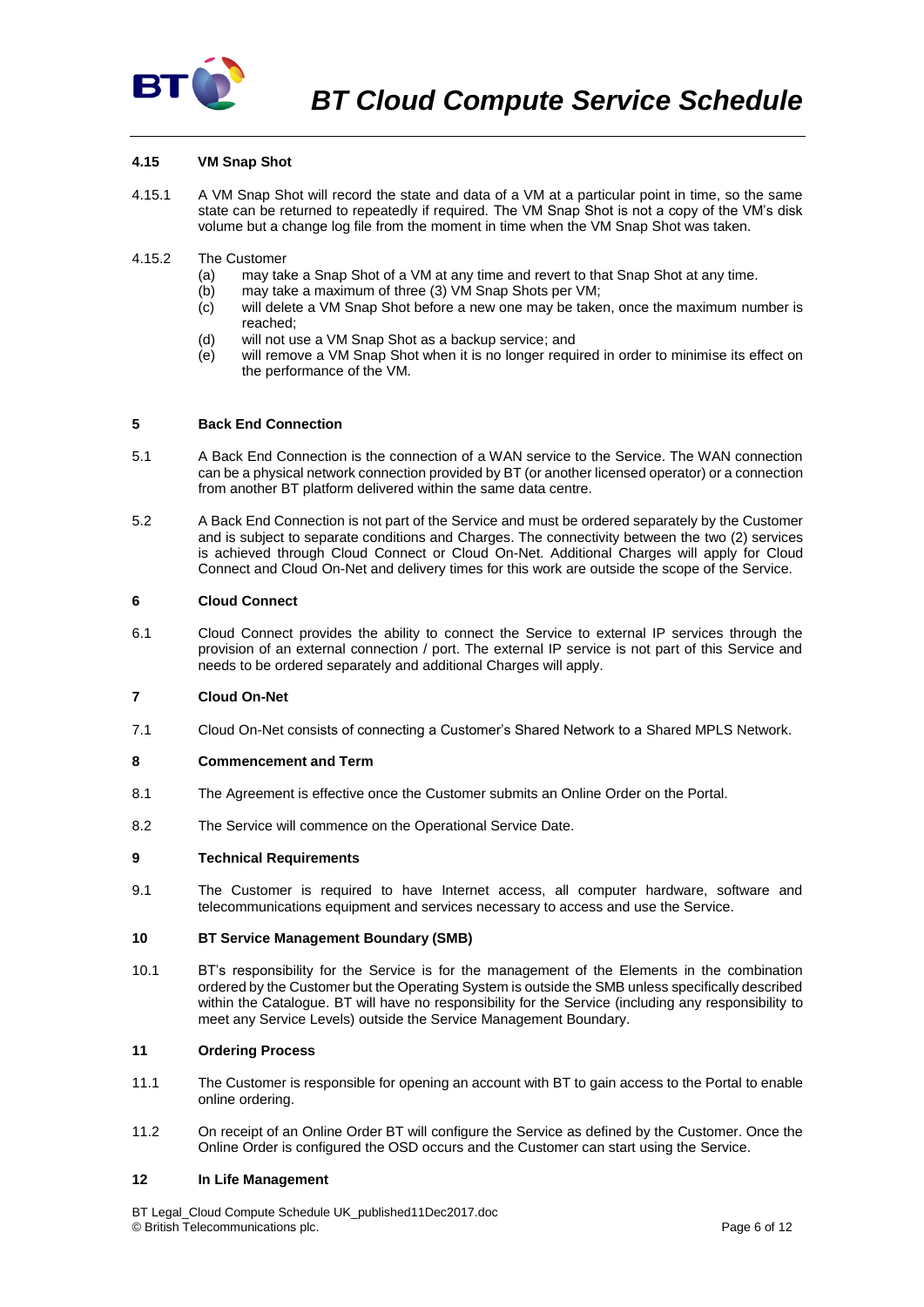### 4.15 VM Snap Shot

4.15.1 A VM Snap Shot will record the state and data of a VM at a particular point in time, so the same state can be returned to repeatedly if required. The VM Snap Shot is not a copy of the VM's disk volume but a change log file from the moment in time when the VM Snap Shot was taken.

4.15.2 The Customer

- (a) may take a Snap Shot of a VM at any time and revert to that Snap Shot at any time.
- (b) may take a maximum of three (3) VM Snap Shots per VM;
- (c) will delete a VM Snap Shot before a new one may be taken, once the maximum number is reached;
- (d) will not use a VM Snap Shot as a backup service; and
- (e) will remove a VM Snap Shot when it is no longer required in order to minimise its effect on the performance of the VM.

## 5 Back End Connection

5.1 A Back End Connection is the connection of a WAN service to the Service. The WAN connection can be a physical network connection provided by BT (or another licensed operator) or a connection from another BT platform delivered within the same data centre.

5.2 A Back End Connection is not part of the Service and must be ordered separately by the Customer and is subject to separate conditions and Charges. The connectivity between the two (2) services is achieved through Cloud Connect or Cloud On-Net. Additional Charges will apply for Cloud Connect and Cloud On-Net and delivery times for this work are outside the scope of the Service.

## 6 Cloud Connect

6.1 Cloud Connect provides the ability to connect the Service to external IP services through the provision of an external connection / port. The external IP service is not part of this Service and needs to be ordered separately and additional Charges will apply.

## 7 Cloud On-Net

7.1 Cloud On-Net consists of connecting a Customer's Shared Network to a Shared MPLS Network.

## 8 Commencement and Term

8.1 The Agreement is effective once the Customer submits an Online Order on the Portal.

8.2 The Service will commence on the Operational Service Date.

## 9 Technical Requirements

9.1 The Customer is required to have Internet access, all computer hardware, software and telecommunications equipment and services necessary to access and use the Service.

## 10 BT Service Management Boundary (SMB)

10.1 BT's responsibility for the Service is for the management of the Elements in the combination ordered by the Customer but the Operating System is outside the SMB unless specifically described within the Catalogue. BT will have no responsibility for the Service (including any responsibility to meet any Service Levels) outside the Service Management Boundary.

## 11 Ordering Process

11.1 The Customer is responsible for opening an account with BT to gain access to the Portal to enable online ordering.

11.2 On receipt of an Online Order BT will configure the Service as defined by the Customer. Once the Online Order is configured the OSD occurs and the Customer can start using the Service.

## 12 In Life Management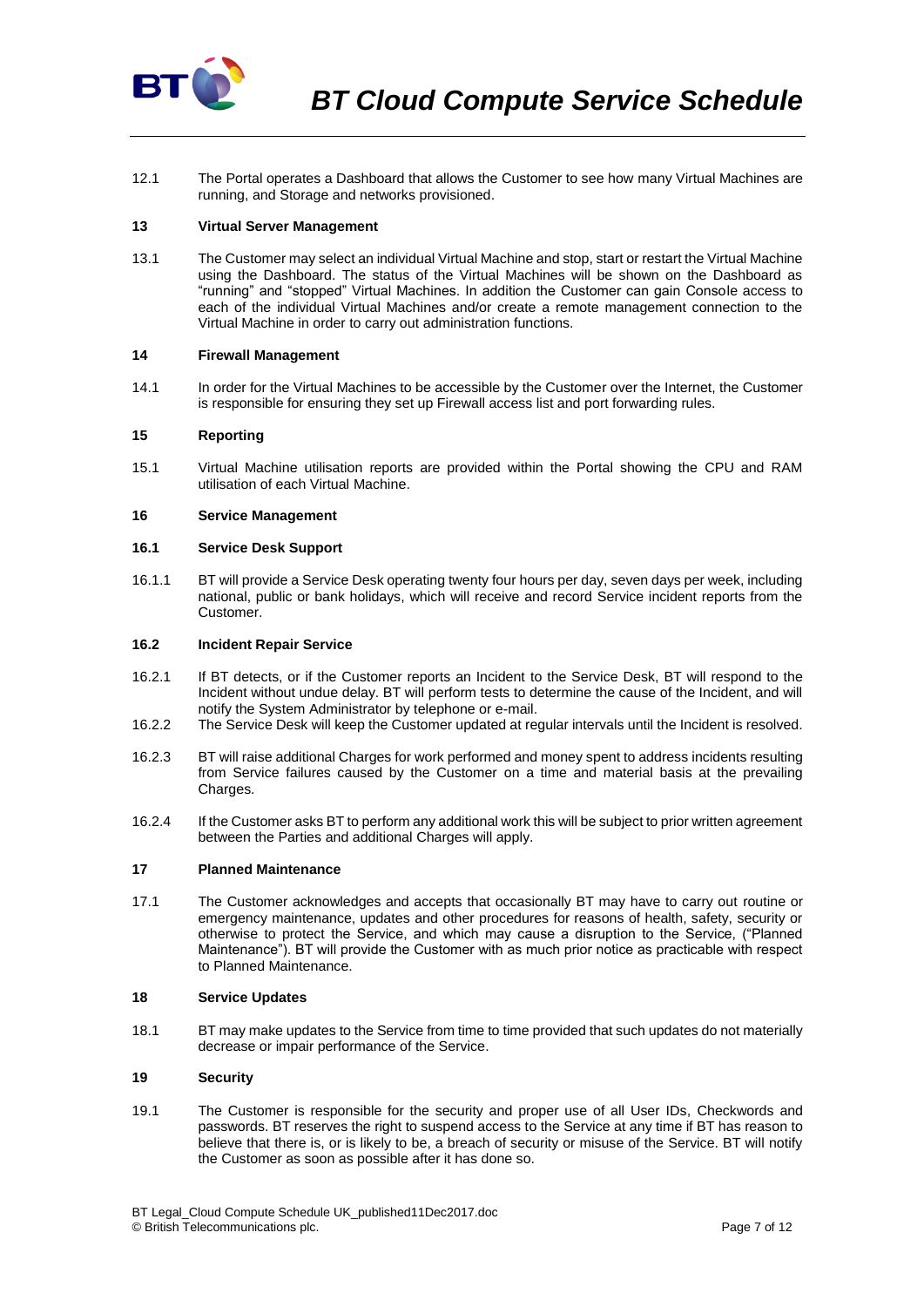12.1 The Portal operates a Dashboard that allows the Customer to see how many Virtual Machines are running, and Storage and networks provisioned.

**13 Virtual Server Management**

13.1 The Customer may select an individual Virtual Machine and stop, start or restart the Virtual Machine using the Dashboard. The status of the Virtual Machines will be shown on the Dashboard as "running" and "stopped" Virtual Machines. In addition the Customer can gain Console access to each of the individual Virtual Machines and/or create a remote management connection to the Virtual Machine in order to carry out administration functions.

**14 Firewall Management**

14.1 In order for the Virtual Machines to be accessible by the Customer over the Internet, the Customer is responsible for ensuring they set up Firewall access list and port forwarding rules.

**15 Reporting**

15.1 Virtual Machine utilisation reports are provided within the Portal showing the CPU and RAM utilisation of each Virtual Machine.

**16 Service Management**

**16.1 Service Desk Support**

16.1.1 BT will provide a Service Desk operating twenty four hours per day, seven days per week, including national, public or bank holidays, which will receive and record Service incident reports from the Customer.

**16.2 Incident Repair Service**

16.2.1 If BT detects, or if the Customer reports an Incident to the Service Desk, BT will respond to the Incident without undue delay. BT will perform tests to determine the cause of the Incident, and will notify the System Administrator by telephone or e-mail.

16.2.2 The Service Desk will keep the Customer updated at regular intervals until the Incident is resolved.

16.2.3 BT will raise additional Charges for work performed and money spent to address incidents resulting from Service failures caused by the Customer on a time and material basis at the prevailing Charges.

16.2.4 If the Customer asks BT to perform any additional work this will be subject to prior written agreement between the Parties and additional Charges will apply.

**17 Planned Maintenance**

17.1 The Customer acknowledges and accepts that occasionally BT may have to carry out routine or emergency maintenance, updates and other procedures for reasons of health, safety, security or otherwise to protect the Service, and which may cause a disruption to the Service, ("Planned Maintenance"). BT will provide the Customer with as much prior notice as practicable with respect to Planned Maintenance.

**18 Service Updates**

18.1 BT may make updates to the Service from time to time provided that such updates do not materially decrease or impair performance of the Service.

**19 Security**

19.1 The Customer is responsible for the security and proper use of all User IDs, Checkwords and passwords. BT reserves the right to suspend access to the Service at any time if BT has reason to believe that there is, or is likely to be, a breach of security or misuse of the Service. BT will notify the Customer as soon as possible after it has done so.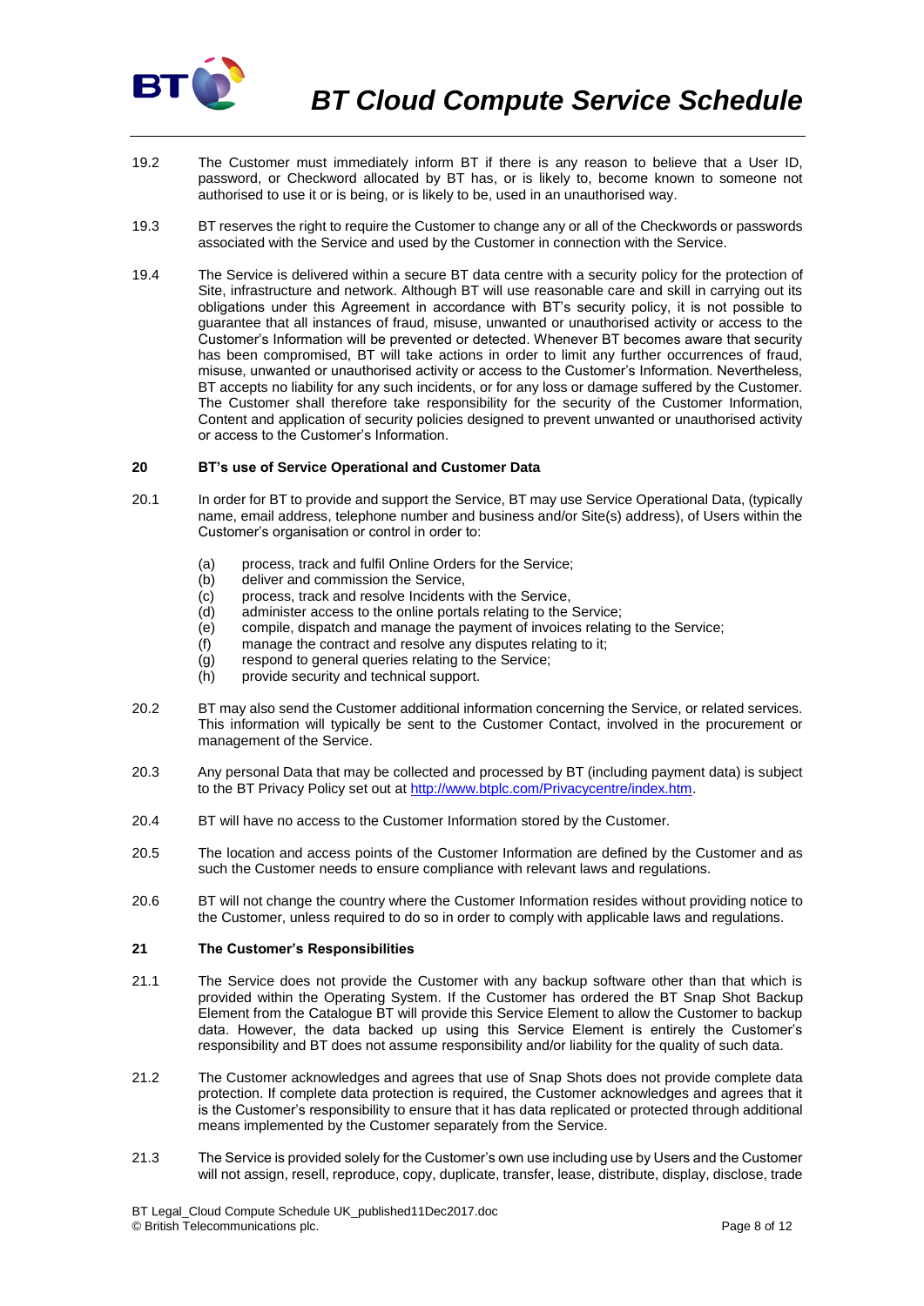19.2 The Customer must immediately inform BT if there is any reason to believe that a User ID, password, or Checkword allocated by BT has, or is likely to, become known to someone not authorised to use it or is being, or is likely to be, used in an unauthorised way.

19.3 BT reserves the right to require the Customer to change any or all of the Checkwords or passwords associated with the Service and used by the Customer in connection with the Service.

19.4 The Service is delivered within a secure BT data centre with a security policy for the protection of Site, infrastructure and network. Although BT will use reasonable care and skill in carrying out its obligations under this Agreement in accordance with BT's security policy, it is not possible to guarantee that all instances of fraud, misuse, unwanted or unauthorised activity or access to the Customer's Information will be prevented or detected. Whenever BT becomes aware that security has been compromised, BT will take actions in order to limit any further occurrences of fraud, misuse, unwanted or unauthorised activity or access to the Customer's Information. Nevertheless, BT accepts no liability for any such incidents, or for any loss or damage suffered by the Customer. The Customer shall therefore take responsibility for the security of the Customer Information, Content and application of security policies designed to prevent unwanted or unauthorised activity or access to the Customer's Information.

## 20 BT's use of Service Operational and Customer Data

20.1 In order for BT to provide and support the Service, BT may use Service Operational Data, (typically name, email address, telephone number and business and/or Site(s) address), of Users within the Customer's organisation or control in order to:

- (a) process, track and fulfil Online Orders for the Service;
- (b) deliver and commission the Service,
- (c) process, track and resolve Incidents with the Service,
- (d) administer access to the online portals relating to the Service;
- (e) compile, dispatch and manage the payment of invoices relating to the Service;
- (f) manage the contract and resolve any disputes relating to it;
- (g) respond to general queries relating to the Service;
- (h) provide security and technical support.

20.2 BT may also send the Customer additional information concerning the Service, or related services. This information will typically be sent to the Customer Contact, involved in the procurement or management of the Service.

20.3 Any personal Data that may be collected and processed by BT (including payment data) is subject to the BT Privacy Policy set out at http://www.btplc.com/Privacycentre/index.htm.

20.4 BT will have no access to the Customer Information stored by the Customer.

20.5 The location and access points of the Customer Information are defined by the Customer and as such the Customer needs to ensure compliance with relevant laws and regulations.

20.6 BT will not change the country where the Customer Information resides without providing notice to the Customer, unless required to do so in order to comply with applicable laws and regulations.

## 21 The Customer's Responsibilities

21.1 The Service does not provide the Customer with any backup software other than that which is provided within the Operating System. If the Customer has ordered the BT Snap Shot Backup Element from the Catalogue BT will provide this Service Element to allow the Customer to backup data. However, the data backed up using this Service Element is entirely the Customer's responsibility and BT does not assume responsibility and/or liability for the quality of such data.

21.2 The Customer acknowledges and agrees that use of Snap Shots does not provide complete data protection. If complete data protection is required, the Customer acknowledges and agrees that it is the Customer's responsibility to ensure that it has data replicated or protected through additional means implemented by the Customer separately from the Service.

21.3 The Service is provided solely for the Customer's own use including use by Users and the Customer will not assign, resell, reproduce, copy, duplicate, transfer, lease, distribute, display, disclose, trade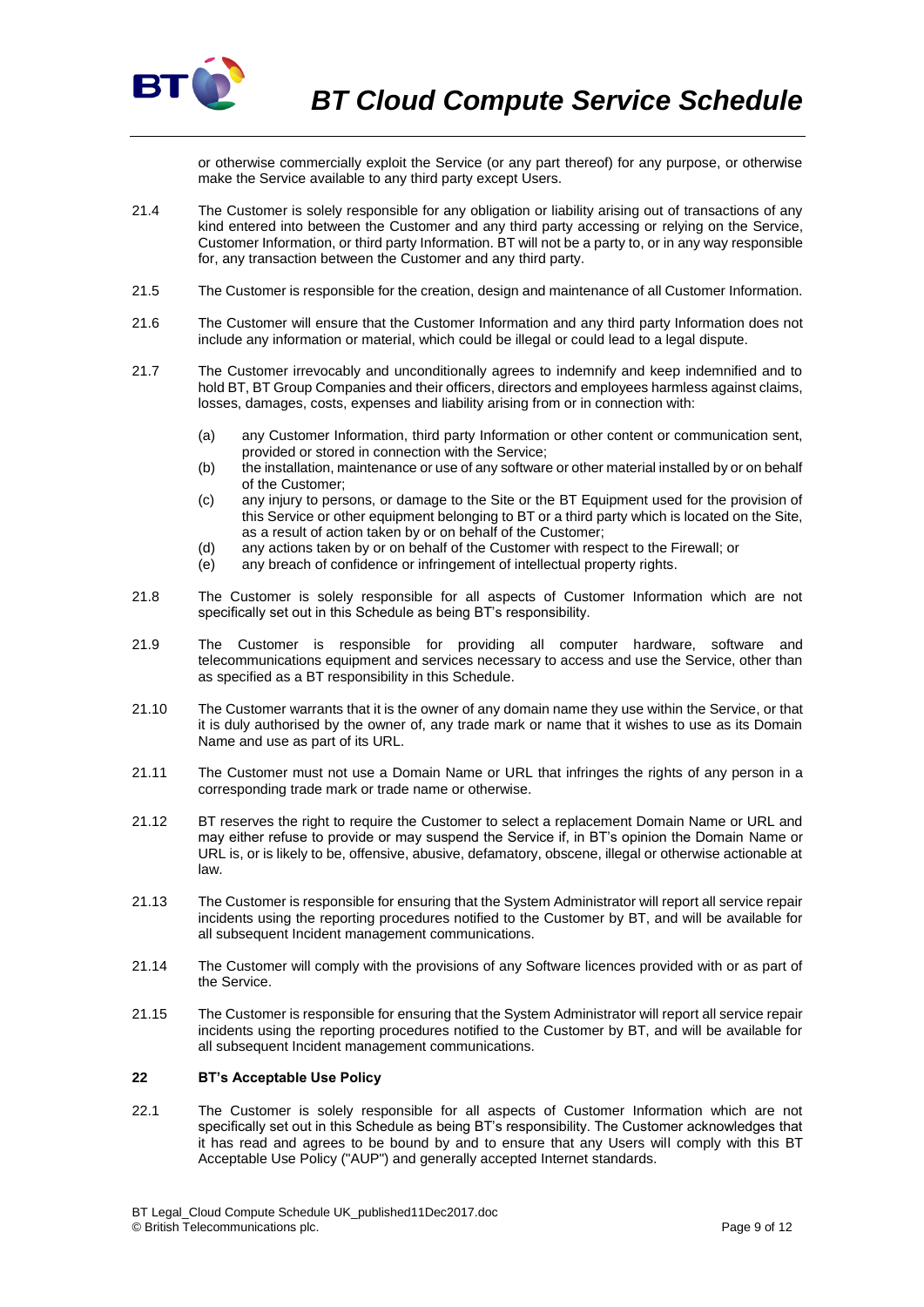or otherwise commercially exploit the Service (or any part thereof) for any purpose, or otherwise make the Service available to any third party except Users.

21.4 The Customer is solely responsible for any obligation or liability arising out of transactions of any kind entered into between the Customer and any third party accessing or relying on the Service, Customer Information, or third party Information. BT will not be a party to, or in any way responsible for, any transaction between the Customer and any third party.

21.5 The Customer is responsible for the creation, design and maintenance of all Customer Information.

21.6 The Customer will ensure that the Customer Information and any third party Information does not include any information or material, which could be illegal or could lead to a legal dispute.

21.7 The Customer irrevocably and unconditionally agrees to indemnify and keep indemnified and to hold BT, BT Group Companies and their officers, directors and employees harmless against claims, losses, damages, costs, expenses and liability arising from or in connection with:

(a) any Customer Information, third party Information or other content or communication sent, provided or stored in connection with the Service;
(b) the installation, maintenance or use of any software or other material installed by or on behalf of the Customer;
(c) any injury to persons, or damage to the Site or the BT Equipment used for the provision of this Service or other equipment belonging to BT or a third party which is located on the Site, as a result of action taken by or on behalf of the Customer;
(d) any actions taken by or on behalf of the Customer with respect to the Firewall; or
(e) any breach of confidence or infringement of intellectual property rights.

21.8 The Customer is solely responsible for all aspects of Customer Information which are not specifically set out in this Schedule as being BT's responsibility.

21.9 The Customer is responsible for providing all computer hardware, software and telecommunications equipment and services necessary to access and use the Service, other than as specified as a BT responsibility in this Schedule.

21.10 The Customer warrants that it is the owner of any domain name they use within the Service, or that it is duly authorised by the owner of, any trade mark or name that it wishes to use as its Domain Name and use as part of its URL.

21.11 The Customer must not use a Domain Name or URL that infringes the rights of any person in a corresponding trade mark or trade name or otherwise.

21.12 BT reserves the right to require the Customer to select a replacement Domain Name or URL and may either refuse to provide or may suspend the Service if, in BT's opinion the Domain Name or URL is, or is likely to be, offensive, abusive, defamatory, obscene, illegal or otherwise actionable at law.

21.13 The Customer is responsible for ensuring that the System Administrator will report all service repair incidents using the reporting procedures notified to the Customer by BT, and will be available for all subsequent Incident management communications.

21.14 The Customer will comply with the provisions of any Software licences provided with or as part of the Service.

21.15 The Customer is responsible for ensuring that the System Administrator will report all service repair incidents using the reporting procedures notified to the Customer by BT, and will be available for all subsequent Incident management communications.

## 22 BT's Acceptable Use Policy

22.1 The Customer is solely responsible for all aspects of Customer Information which are not specifically set out in this Schedule as being BT's responsibility. The Customer acknowledges that it has read and agrees to be bound by and to ensure that any Users will comply with this BT Acceptable Use Policy ("AUP") and generally accepted Internet standards.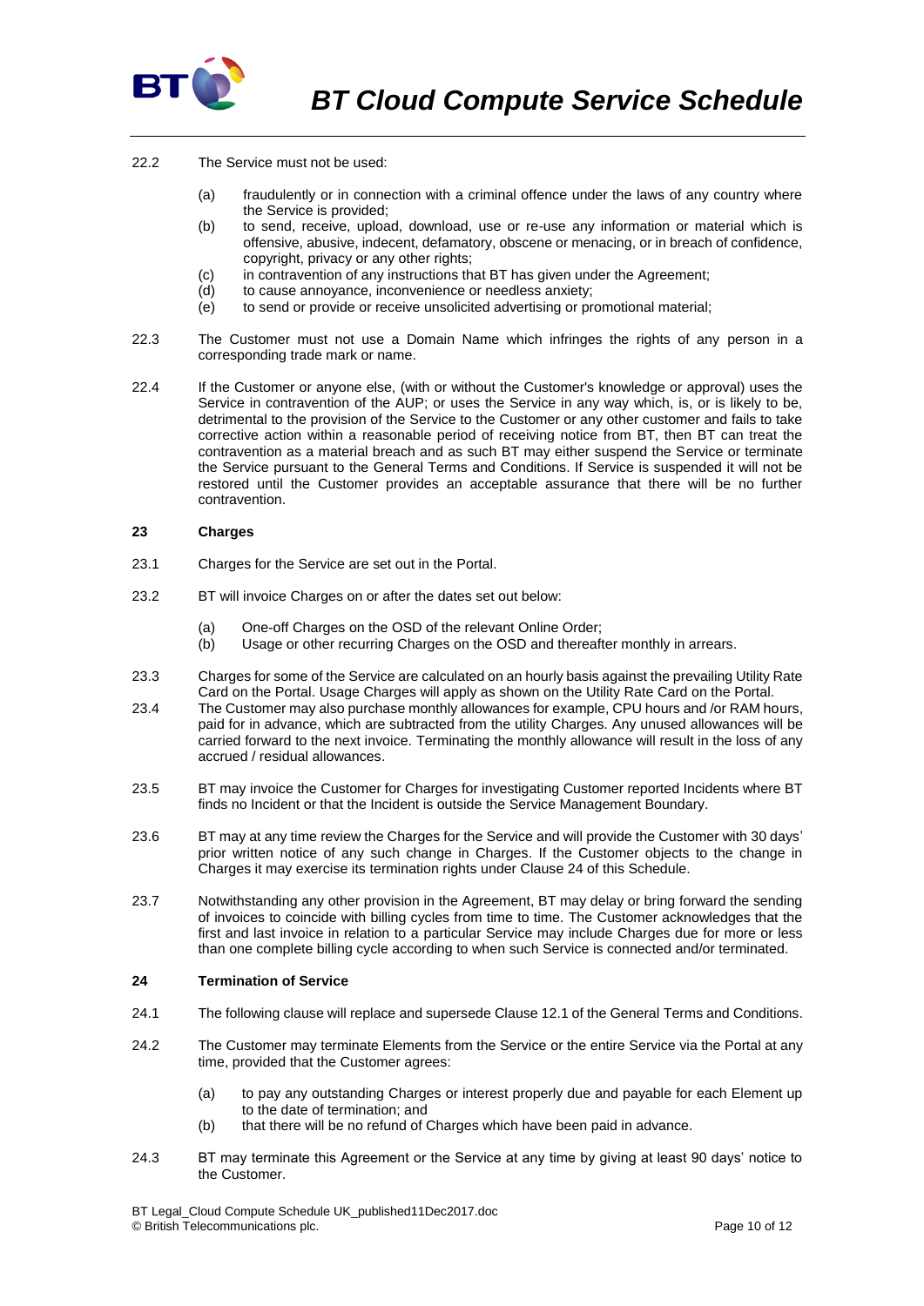22.2 The Service must not be used:

- (a) fraudulently or in connection with a criminal offence under the laws of any country where the Service is provided;
- (b) to send, receive, upload, download, use or re-use any information or material which is offensive, abusive, indecent, defamatory, obscene or menacing, or in breach of confidence, copyright, privacy or any other rights;
- (c) in contravention of any instructions that BT has given under the Agreement;
- (d) to cause annoyance, inconvenience or needless anxiety;
- (e) to send or provide or receive unsolicited advertising or promotional material;

22.3 The Customer must not use a Domain Name which infringes the rights of any person in a corresponding trade mark or name.

22.4 If the Customer or anyone else, (with or without the Customer's knowledge or approval) uses the Service in contravention of the AUP; or uses the Service in any way which, is, or is likely to be, detrimental to the provision of the Service to the Customer or any other customer and fails to take corrective action within a reasonable period of receiving notice from BT, then BT can treat the contravention as a material breach and as such BT may either suspend the Service or terminate the Service pursuant to the General Terms and Conditions. If Service is suspended it will not be restored until the Customer provides an acceptable assurance that there will be no further contravention.

## 23 Charges

23.1 Charges for the Service are set out in the Portal.

23.2 BT will invoice Charges on or after the dates set out below:

- (a) One-off Charges on the OSD of the relevant Online Order;
- (b) Usage or other recurring Charges on the OSD and thereafter monthly in arrears.

23.3 Charges for some of the Service are calculated on an hourly basis against the prevailing Utility Rate Card on the Portal. Usage Charges will apply as shown on the Utility Rate Card on the Portal.

23.4 The Customer may also purchase monthly allowances for example, CPU hours and /or RAM hours, paid for in advance, which are subtracted from the utility Charges. Any unused allowances will be carried forward to the next invoice. Terminating the monthly allowance will result in the loss of any accrued / residual allowances.

23.5 BT may invoice the Customer for Charges for investigating Customer reported Incidents where BT finds no Incident or that the Incident is outside the Service Management Boundary.

23.6 BT may at any time review the Charges for the Service and will provide the Customer with 30 days' prior written notice of any such change in Charges. If the Customer objects to the change in Charges it may exercise its termination rights under Clause 24 of this Schedule.

23.7 Notwithstanding any other provision in the Agreement, BT may delay or bring forward the sending of invoices to coincide with billing cycles from time to time. The Customer acknowledges that the first and last invoice in relation to a particular Service may include Charges due for more or less than one complete billing cycle according to when such Service is connected and/or terminated.

## 24 Termination of Service

24.1 The following clause will replace and supersede Clause 12.1 of the General Terms and Conditions.

24.2 The Customer may terminate Elements from the Service or the entire Service via the Portal at any time, provided that the Customer agrees:

- (a) to pay any outstanding Charges or interest properly due and payable for each Element up to the date of termination; and
- (b) that there will be no refund of Charges which have been paid in advance.

24.3 BT may terminate this Agreement or the Service at any time by giving at least 90 days' notice to the Customer.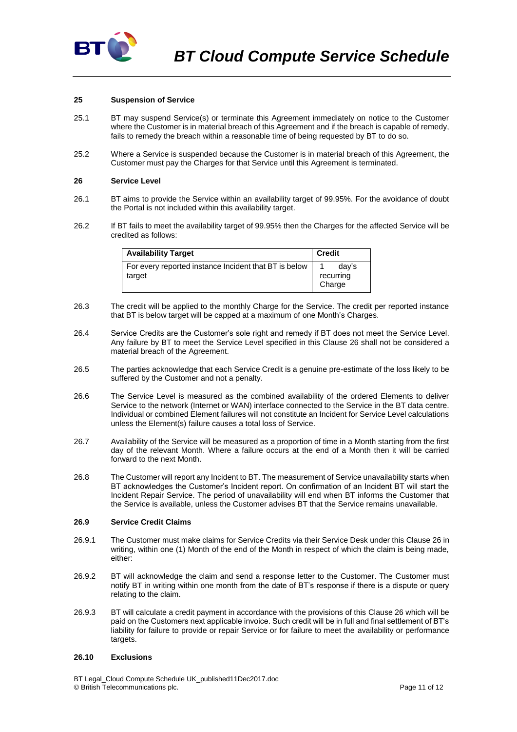**25 Suspension of Service**

25.1 BT may suspend Service(s) or terminate this Agreement immediately on notice to the Customer where the Customer is in material breach of this Agreement and if the breach is capable of remedy, fails to remedy the breach within a reasonable time of being requested by BT to do so.

25.2 Where a Service is suspended because the Customer is in material breach of this Agreement, the Customer must pay the Charges for that Service until this Agreement is terminated.

**26 Service Level**

26.1 BT aims to provide the Service within an availability target of 99.95%. For the avoidance of doubt the Portal is not included within this availability target.

26.2 If BT fails to meet the availability target of 99.95% then the Charges for the affected Service will be credited as follows:

| Availability Target | Credit |
|---|---|
| For every reported instance Incident that BT is below target | 1 day's recurring Charge |

26.3 The credit will be applied to the monthly Charge for the Service. The credit per reported instance that BT is below target will be capped at a maximum of one Month's Charges.

26.4 Service Credits are the Customer's sole right and remedy if BT does not meet the Service Level. Any failure by BT to meet the Service Level specified in this Clause 26 shall not be considered a material breach of the Agreement.

26.5 The parties acknowledge that each Service Credit is a genuine pre-estimate of the loss likely to be suffered by the Customer and not a penalty.

26.6 The Service Level is measured as the combined availability of the ordered Elements to deliver Service to the network (Internet or WAN) interface connected to the Service in the BT data centre. Individual or combined Element failures will not constitute an Incident for Service Level calculations unless the Element(s) failure causes a total loss of Service.

26.7 Availability of the Service will be measured as a proportion of time in a Month starting from the first day of the relevant Month. Where a failure occurs at the end of a Month then it will be carried forward to the next Month.

26.8 The Customer will report any Incident to BT. The measurement of Service unavailability starts when BT acknowledges the Customer's Incident report. On confirmation of an Incident BT will start the Incident Repair Service. The period of unavailability will end when BT informs the Customer that the Service is available, unless the Customer advises BT that the Service remains unavailable.

**26.9 Service Credit Claims**

26.9.1 The Customer must make claims for Service Credits via their Service Desk under this Clause 26 in writing, within one (1) Month of the end of the Month in respect of which the claim is being made, either:

26.9.2 BT will acknowledge the claim and send a response letter to the Customer. The Customer must notify BT in writing within one month from the date of BT's response if there is a dispute or query relating to the claim.

26.9.3 BT will calculate a credit payment in accordance with the provisions of this Clause 26 which will be paid on the Customers next applicable invoice. Such credit will be in full and final settlement of BT's liability for failure to provide or repair Service or for failure to meet the availability or performance targets.

**26.10 Exclusions**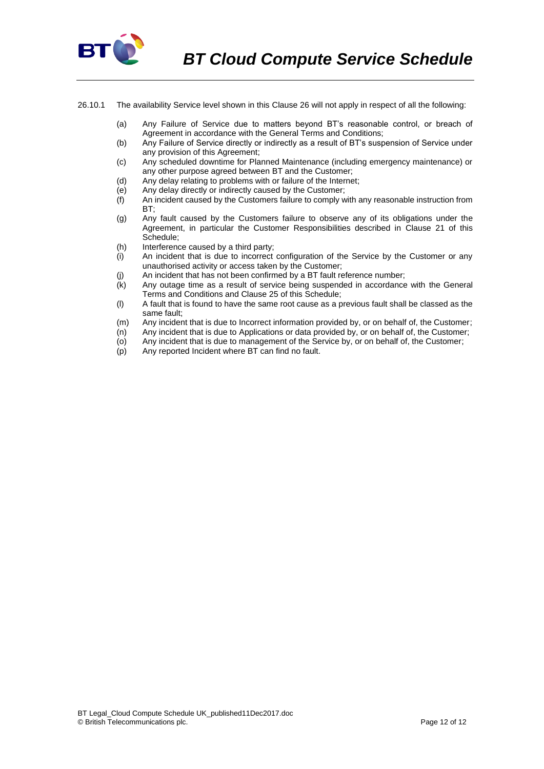26.10.1 The availability Service level shown in this Clause 26 will not apply in respect of all the following:

(a) Any Failure of Service due to matters beyond BT's reasonable control, or breach of Agreement in accordance with the General Terms and Conditions;
(b) Any Failure of Service directly or indirectly as a result of BT's suspension of Service under any provision of this Agreement;
(c) Any scheduled downtime for Planned Maintenance (including emergency maintenance) or any other purpose agreed between BT and the Customer;
(d) Any delay relating to problems with or failure of the Internet;
(e) Any delay directly or indirectly caused by the Customer;
(f) An incident caused by the Customers failure to comply with any reasonable instruction from BT;
(g) Any fault caused by the Customers failure to observe any of its obligations under the Agreement, in particular the Customer Responsibilities described in Clause 21 of this Schedule;
(h) Interference caused by a third party;
(i) An incident that is due to incorrect configuration of the Service by the Customer or any unauthorised activity or access taken by the Customer;
(j) An incident that has not been confirmed by a BT fault reference number;
(k) Any outage time as a result of service being suspended in accordance with the General Terms and Conditions and Clause 25 of this Schedule;
(l) A fault that is found to have the same root cause as a previous fault shall be classed as the same fault;
(m) Any incident that is due to Incorrect information provided by, or on behalf of, the Customer;
(n) Any incident that is due to Applications or data provided by, or on behalf of, the Customer;
(o) Any incident that is due to management of the Service by, or on behalf of, the Customer;
(p) Any reported Incident where BT can find no fault.